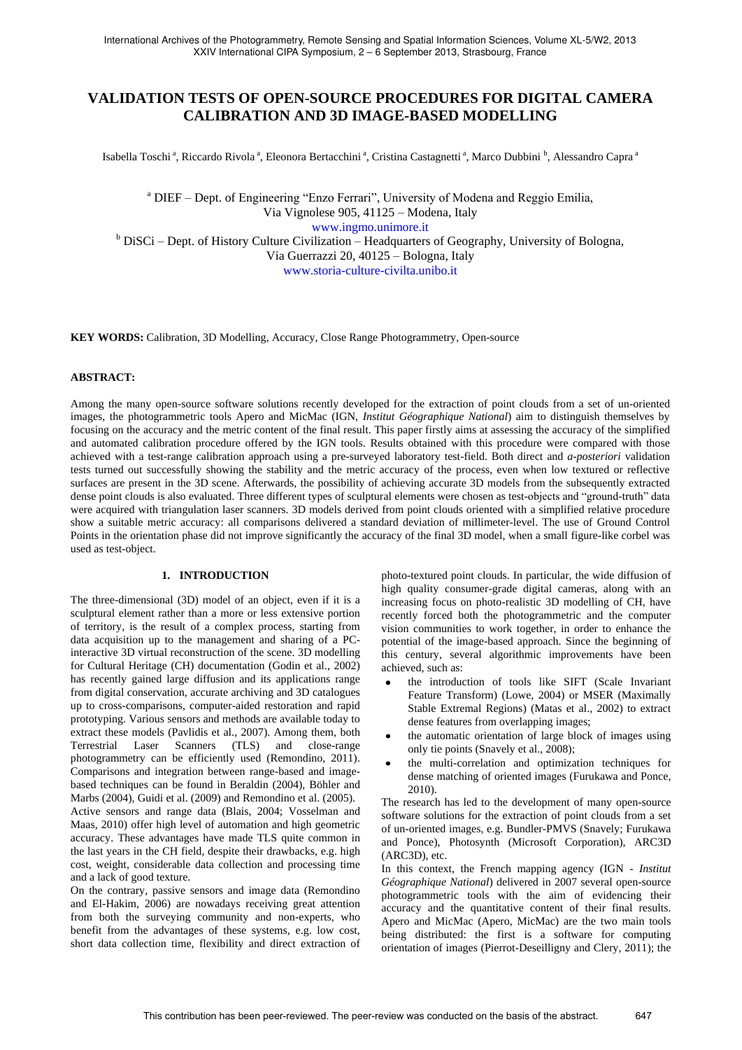# VALIDATION TESTS OF OPEN-SOURCE PROCEDURES FOR DIGITAL CAMERA CALIBRATION AND 3D IMAGE-BASED MODELLING

Isabella Toschi [a], Riccardo Rivola [a], Eleonora Bertacchini [a], Cristina Castagnetti [a], Marco Dubbini [b], Alessandro Capra [a]

[a] DIEF – Dept. of Engineering "Enzo Ferrari", University of Modena and Reggio Emilia, Via Vignolese 905, 41125 – Modena, Italy
www.ingmo.unimore.it

[b] DiSCi – Dept. of History Culture Civilization – Headquarters of Geography, University of Bologna, Via Guerrazzi 20, 40125 – Bologna, Italy
www.storia-culture-civilta.unibo.it

**KEY WORDS:** Calibration, 3D Modelling, Accuracy, Close Range Photogrammetry, Open-source

**ABSTRACT:**

Among the many open-source software solutions recently developed for the extraction of point clouds from a set of un-oriented images, the photogrammetric tools Apero and MicMac (IGN, *Institut Géographique National*) aim to distinguish themselves by focusing on the accuracy and the metric content of the final result. This paper firstly aims at assessing the accuracy of the simplified and automated calibration procedure offered by the IGN tools. Results obtained with this procedure were compared with those achieved with a test-range calibration approach using a pre-surveyed laboratory test-field. Both direct and *a-posteriori* validation tests turned out successfully showing the stability and the metric accuracy of the process, even when low textured or reflective surfaces are present in the 3D scene. Afterwards, the possibility of achieving accurate 3D models from the subsequently extracted dense point clouds is also evaluated. Three different types of sculptural elements were chosen as test-objects and "ground-truth" data were acquired with triangulation laser scanners. 3D models derived from point clouds oriented with a simplified relative procedure show a suitable metric accuracy: all comparisons delivered a standard deviation of millimeter-level. The use of Ground Control Points in the orientation phase did not improve significantly the accuracy of the final 3D model, when a small figure-like corbel was used as test-object.

## 1. INTRODUCTION

The three-dimensional (3D) model of an object, even if it is a sculptural element rather than a more or less extensive portion of territory, is the result of a complex process, starting from data acquisition up to the management and sharing of a PC-interactive 3D virtual reconstruction of the scene. 3D modelling for Cultural Heritage (CH) documentation (Godin et al., 2002) has recently gained large diffusion and its applications range from digital conservation, accurate archiving and 3D catalogues up to cross-comparisons, computer-aided restoration and rapid prototyping. Various sensors and methods are available today to extract these models (Pavlidis et al., 2007). Among them, both Terrestrial Laser Scanners (TLS) and close-range photogrammetry can be efficiently used (Remondino, 2011). Comparisons and integration between range-based and image-based techniques can be found in Beraldin (2004), Böhler and Marbs (2004), Guidi et al. (2009) and Remondino et al. (2005).

Active sensors and range data (Blais, 2004; Vosselman and Maas, 2010) offer high level of automation and high geometric accuracy. These advantages have made TLS quite common in the last years in the CH field, despite their drawbacks, e.g. high cost, weight, considerable data collection and processing time and a lack of good texture.

On the contrary, passive sensors and image data (Remondino and El-Hakim, 2006) are nowadays receiving great attention from both the surveying community and non-experts, who benefit from the advantages of these systems, e.g. low cost, short data collection time, flexibility and direct extraction of photo-textured point clouds. In particular, the wide diffusion of high quality consumer-grade digital cameras, along with an increasing focus on photo-realistic 3D modelling of CH, have recently forced both the photogrammetric and the computer vision communities to work together, in order to enhance the potential of the image-based approach. Since the beginning of this century, several algorithmic improvements have been achieved, such as:

- the introduction of tools like SIFT (Scale Invariant Feature Transform) (Lowe, 2004) or MSER (Maximally Stable Extremal Regions) (Matas et al., 2002) to extract dense features from overlapping images;
- the automatic orientation of large block of images using only tie points (Snavely et al., 2008);
- the multi-correlation and optimization techniques for dense matching of oriented images (Furukawa and Ponce, 2010).

The research has led to the development of many open-source software solutions for the extraction of point clouds from a set of un-oriented images, e.g. Bundler-PMVS (Snavely; Furukawa and Ponce), Photosynth (Microsoft Corporation), ARC3D (ARC3D), etc.

In this context, the French mapping agency (IGN - *Institut Géographique National*) delivered in 2007 several open-source photogrammetric tools with the aim of evidencing their accuracy and the quantitative content of their final results. Apero and MicMac (Apero, MicMac) are the two main tools being distributed: the first is a software for computing orientation of images (Pierrot-Deseilligny and Clery, 2011); the

This contribution has been peer-reviewed. The peer-review was conducted on the basis of the abstract.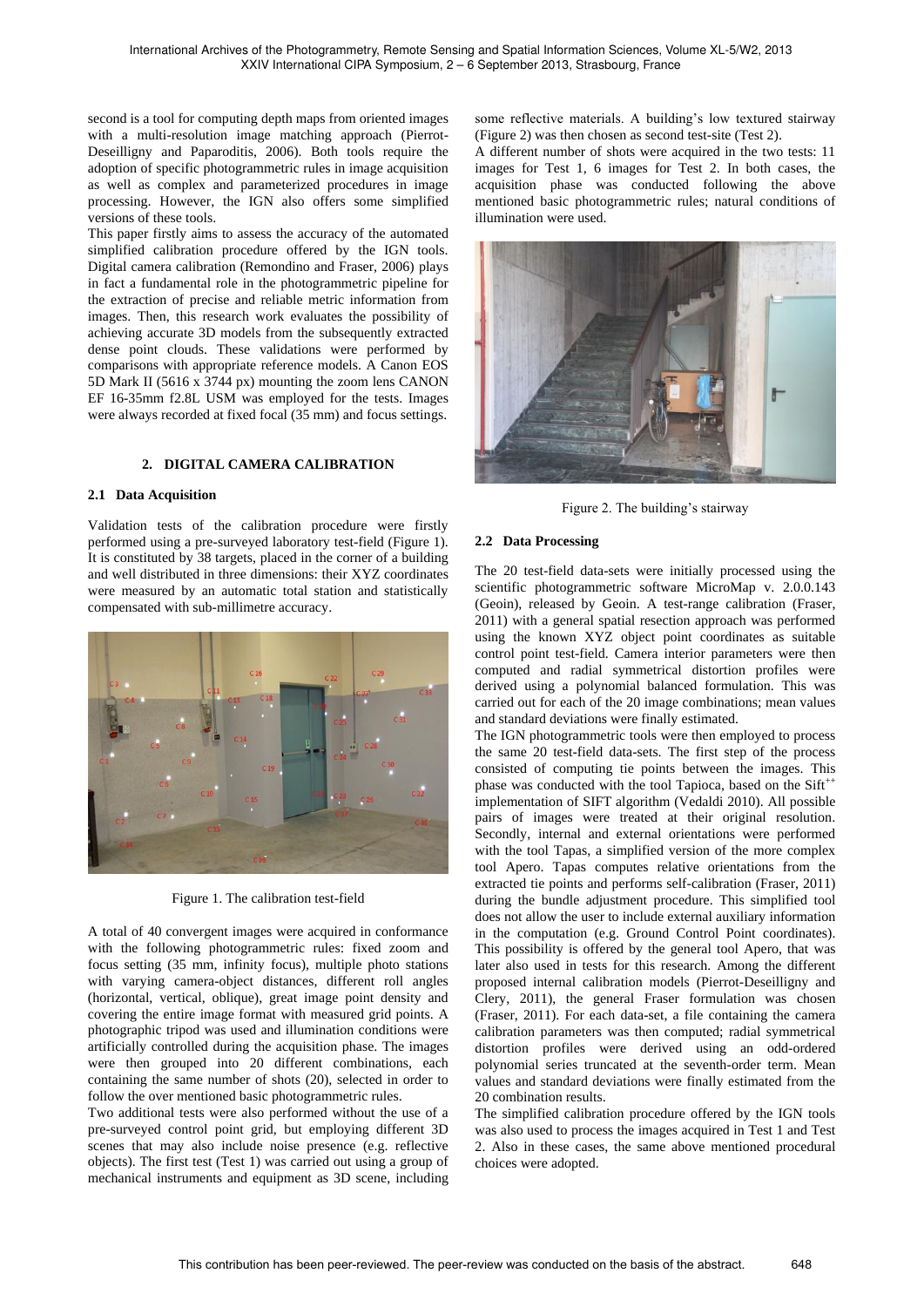second is a tool for computing depth maps from oriented images with a multi-resolution image matching approach (Pierrot-Deseilligny and Paparoditis, 2006). Both tools require the adoption of specific photogrammetric rules in image acquisition as well as complex and parameterized procedures in image processing. However, the IGN also offers some simplified versions of these tools.

This paper firstly aims to assess the accuracy of the automated simplified calibration procedure offered by the IGN tools. Digital camera calibration (Remondino and Fraser, 2006) plays in fact a fundamental role in the photogrammetric pipeline for the extraction of precise and reliable metric information from images. Then, this research work evaluates the possibility of achieving accurate 3D models from the subsequently extracted dense point clouds. These validations were performed by comparisons with appropriate reference models. A Canon EOS 5D Mark II (5616 x 3744 px) mounting the zoom lens CANON EF 16-35mm f2.8L USM was employed for the tests. Images were always recorded at fixed focal (35 mm) and focus settings.

## 2. DIGITAL CAMERA CALIBRATION

### 2.1 Data Acquisition

Validation tests of the calibration procedure were firstly performed using a pre-surveyed laboratory test-field (Figure 1). It is constituted by 38 targets, placed in the corner of a building and well distributed in three dimensions: their XYZ coordinates were measured by an automatic total station and statistically compensated with sub-millimetre accuracy.

Figure 1. The calibration test-field

A total of 40 convergent images were acquired in conformance with the following photogrammetric rules: fixed zoom and focus setting (35 mm, infinity focus), multiple photo stations with varying camera-object distances, different roll angles (horizontal, vertical, oblique), great image point density and covering the entire image format with measured grid points. A photographic tripod was used and illumination conditions were artificially controlled during the acquisition phase. The images were then grouped into 20 different combinations, each containing the same number of shots (20), selected in order to follow the over mentioned basic photogrammetric rules.

Two additional tests were also performed without the use of a pre-surveyed control point grid, but employing different 3D scenes that may also include noise presence (e.g. reflective objects). The first test (Test 1) was carried out using a group of mechanical instruments and equipment as 3D scene, including some reflective materials. A building's low textured stairway (Figure 2) was then chosen as second test-site (Test 2).

A different number of shots were acquired in the two tests: 11 images for Test 1, 6 images for Test 2. In both cases, the acquisition phase was conducted following the above mentioned basic photogrammetric rules; natural conditions of illumination were used.

Figure 2. The building's stairway

### 2.2 Data Processing

The 20 test-field data-sets were initially processed using the scientific photogrammetric software MicroMap v. 2.0.0.143 (Geoin), released by Geoin. A test-range calibration (Fraser, 2011) with a general spatial resection approach was performed using the known XYZ object point coordinates as suitable control point test-field. Camera interior parameters were then computed and radial symmetrical distortion profiles were derived using a polynomial balanced formulation. This was carried out for each of the 20 image combinations; mean values and standard deviations were finally estimated.

The IGN photogrammetric tools were then employed to process the same 20 test-field data-sets. The first step of the process consisted of computing tie points between the images. This phase was conducted with the tool Tapioca, based on the Sift$^{++}$ implementation of SIFT algorithm (Vedaldi 2010). All possible pairs of images were treated at their original resolution. Secondly, internal and external orientations were performed with the tool Tapas, a simplified version of the more complex tool Apero. Tapas computes relative orientations from the extracted tie points and performs self-calibration (Fraser, 2011) during the bundle adjustment procedure. This simplified tool does not allow the user to include external auxiliary information in the computation (e.g. Ground Control Point coordinates). This possibility is offered by the general tool Apero, that was later also used in tests for this research. Among the different proposed internal calibration models (Pierrot-Deseilligny and Clery, 2011), the general Fraser formulation was chosen (Fraser, 2011). For each data-set, a file containing the camera calibration parameters was then computed; radial symmetrical distortion profiles were derived using an odd-ordered polynomial series truncated at the seventh-order term. Mean values and standard deviations were finally estimated from the 20 combination results.

The simplified calibration procedure offered by the IGN tools was also used to process the images acquired in Test 1 and Test 2. Also in these cases, the same above mentioned procedural choices were adopted.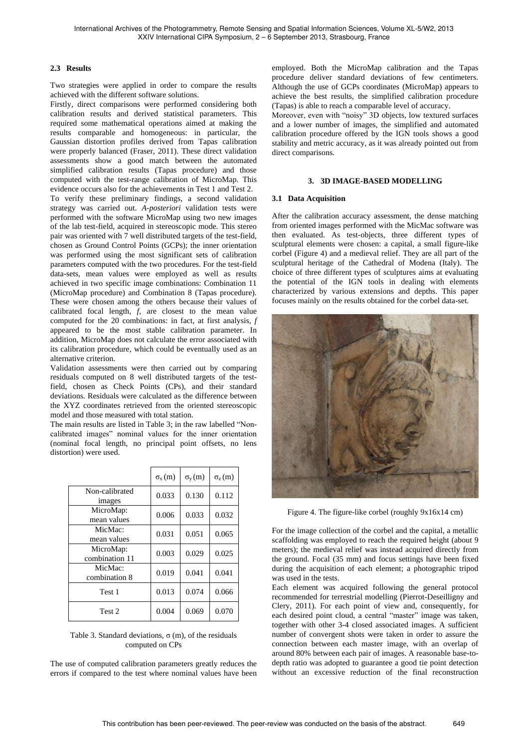### 2.3 Results

Two strategies were applied in order to compare the results achieved with the different software solutions.

Firstly, direct comparisons were performed considering both calibration results and derived statistical parameters. This required some mathematical operations aimed at making the results comparable and homogeneous: in particular, the Gaussian distortion profiles derived from Tapas calibration were properly balanced (Fraser, 2011). These direct validation assessments show a good match between the automated simplified calibration results (Tapas procedure) and those computed with the test-range calibration of MicroMap. This evidence occurs also for the achievements in Test 1 and Test 2.

To verify these preliminary findings, a second validation strategy was carried out. *A-posteriori* validation tests were performed with the software MicroMap using two new images of the lab test-field, acquired in stereoscopic mode. This stereo pair was oriented with 7 well distributed targets of the test-field, chosen as Ground Control Points (GCPs); the inner orientation was performed using the most significant sets of calibration parameters computed with the two procedures. For the test-field data-sets, mean values were employed as well as results achieved in two specific image combinations: Combination 11 (MicroMap procedure) and Combination 8 (Tapas procedure). These were chosen among the others because their values of calibrated focal length, *f*, are closest to the mean value computed for the 20 combinations: in fact, at first analysis, *f* appeared to be the most stable calibration parameter. In addition, MicroMap does not calculate the error associated with its calibration procedure, which could be eventually used as an alternative criterion.

Validation assessments were then carried out by comparing residuals computed on 8 well distributed targets of the test-field, chosen as Check Points (CPs), and their standard deviations. Residuals were calculated as the difference between the XYZ coordinates retrieved from the oriented stereoscopic model and those measured with total station.

The main results are listed in Table 3; in the raw labelled "Non-calibrated images" nominal values for the inner orientation (nominal focal length, no principal point offsets, no lens distortion) were used.

| | $\sigma_x$ (m) | $\sigma_y$ (m) | $\sigma_z$ (m) |
|---|---|---|---|
| Non-calibrated images | 0.033 | 0.130 | 0.112 |
| MicroMap: mean values | 0.006 | 0.033 | 0.032 |
| MicMac: mean values | 0.031 | 0.051 | 0.065 |
| MicroMap: combination 11 | 0.003 | 0.029 | 0.025 |
| MicMac: combination 8 | 0.019 | 0.041 | 0.041 |
| Test 1 | 0.013 | 0.074 | 0.066 |
| Test 2 | 0.004 | 0.069 | 0.070 |

Table 3. Standard deviations, $\sigma$ (m), of the residuals computed on CPs

The use of computed calibration parameters greatly reduces the errors if compared to the test where nominal values have been employed. Both the MicroMap calibration and the Tapas procedure deliver standard deviations of few centimeters. Although the use of GCPs coordinates (MicroMap) appears to achieve the best results, the simplified calibration procedure (Tapas) is able to reach a comparable level of accuracy.

Moreover, even with "noisy" 3D objects, low textured surfaces and a lower number of images, the simplified and automated calibration procedure offered by the IGN tools shows a good stability and metric accuracy, as it was already pointed out from direct comparisons.

## 3. 3D IMAGE-BASED MODELLING

### 3.1 Data Acquisition

After the calibration accuracy assessment, the dense matching from oriented images performed with the MicMac software was then evaluated. As test-objects, three different types of sculptural elements were chosen: a capital, a small figure-like corbel (Figure 4) and a medieval relief. They are all part of the sculptural heritage of the Cathedral of Modena (Italy). The choice of three different types of sculptures aims at evaluating the potential of the IGN tools in dealing with elements characterized by various extensions and depths. This paper focuses mainly on the results obtained for the corbel data-set.

Figure 4. The figure-like corbel (roughly 9x16x14 cm)

For the image collection of the corbel and the capital, a metallic scaffolding was employed to reach the required height (about 9 meters); the medieval relief was instead acquired directly from the ground. Focal (35 mm) and focus settings have been fixed during the acquisition of each element; a photographic tripod was used in the tests.

Each element was acquired following the general protocol recommended for terrestrial modelling (Pierrot-Deseilligny and Clery, 2011). For each point of view and, consequently, for each desired point cloud, a central "master" image was taken, together with other 3-4 closed associated images. A sufficient number of convergent shots were taken in order to assure the connection between each master image, with an overlap of around 80% between each pair of images. A reasonable base-to-depth ratio was adopted to guarantee a good tie point detection without an excessive reduction of the final reconstruction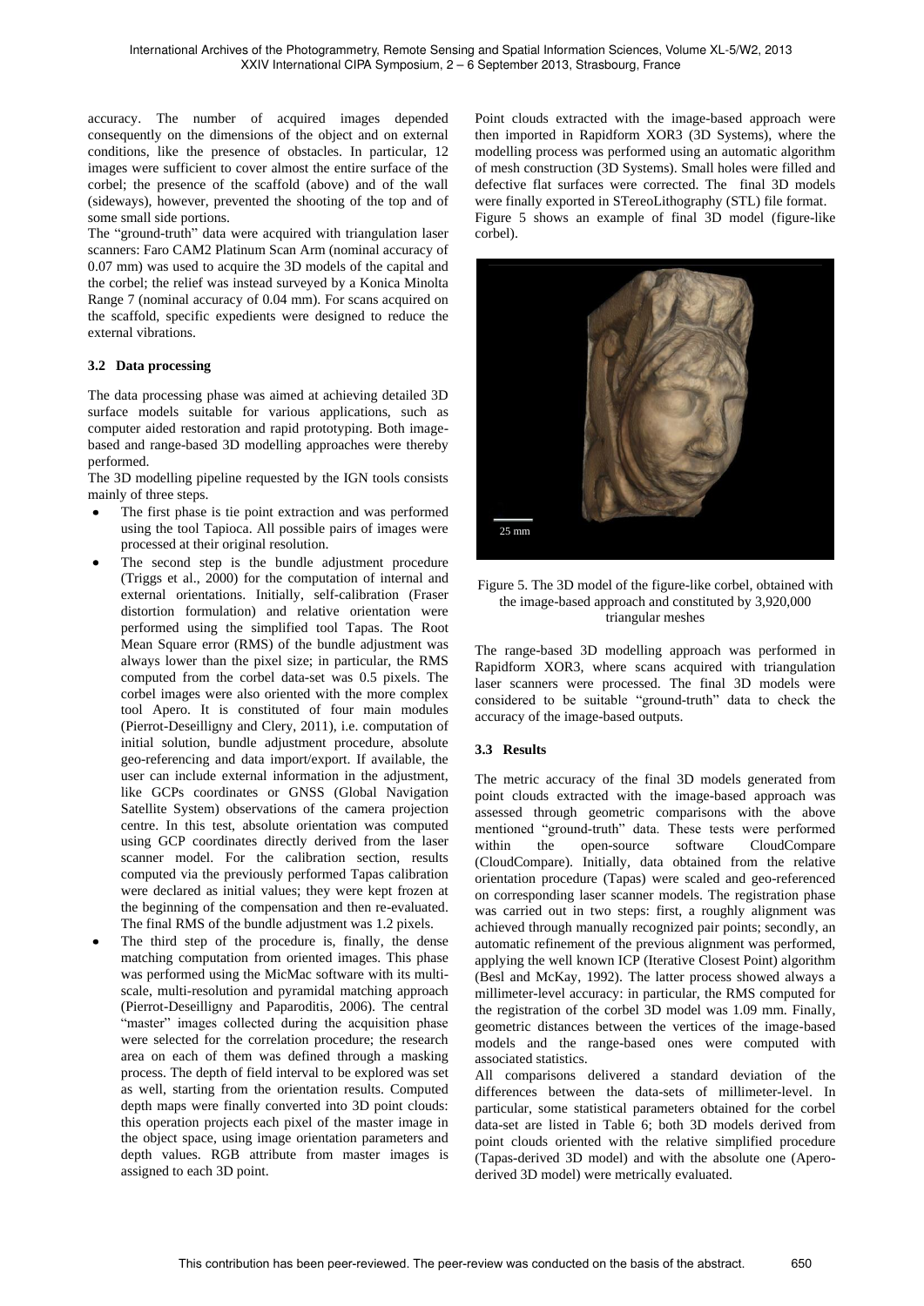accuracy. The number of acquired images depended consequently on the dimensions of the object and on external conditions, like the presence of obstacles. In particular, 12 images were sufficient to cover almost the entire surface of the corbel; the presence of the scaffold (above) and of the wall (sideways), however, prevented the shooting of the top and of some small side portions.

The "ground-truth" data were acquired with triangulation laser scanners: Faro CAM2 Platinum Scan Arm (nominal accuracy of 0.07 mm) was used to acquire the 3D models of the capital and the corbel; the relief was instead surveyed by a Konica Minolta Range 7 (nominal accuracy of 0.04 mm). For scans acquired on the scaffold, specific expedients were designed to reduce the external vibrations.

### 3.2 Data processing

The data processing phase was aimed at achieving detailed 3D surface models suitable for various applications, such as computer aided restoration and rapid prototyping. Both image-based and range-based 3D modelling approaches were thereby performed.

The 3D modelling pipeline requested by the IGN tools consists mainly of three steps.

- The first phase is tie point extraction and was performed using the tool Tapioca. All possible pairs of images were processed at their original resolution.
- The second step is the bundle adjustment procedure (Triggs et al., 2000) for the computation of internal and external orientations. Initially, self-calibration (Fraser distortion formulation) and relative orientation were performed using the simplified tool Tapas. The Root Mean Square error (RMS) of the bundle adjustment was always lower than the pixel size; in particular, the RMS computed from the corbel data-set was 0.5 pixels. The corbel images were also oriented with the more complex tool Apero. It is constituted of four main modules (Pierrot-Deseilligny and Clery, 2011), i.e. computation of initial solution, bundle adjustment procedure, absolute geo-referencing and data import/export. If available, the user can include external information in the adjustment, like GCPs coordinates or GNSS (Global Navigation Satellite System) observations of the camera projection centre. In this test, absolute orientation was computed using GCP coordinates directly derived from the laser scanner model. For the calibration section, results computed via the previously performed Tapas calibration were declared as initial values; they were kept frozen at the beginning of the compensation and then re-evaluated. The final RMS of the bundle adjustment was 1.2 pixels.
- The third step of the procedure is, finally, the dense matching computation from oriented images. This phase was performed using the MicMac software with its multi-scale, multi-resolution and pyramidal matching approach (Pierrot-Deseilligny and Paparoditis, 2006). The central "master" images collected during the acquisition phase were selected for the correlation procedure; the research area on each of them was defined through a masking process. The depth of field interval to be explored was set as well, starting from the orientation results. Computed depth maps were finally converted into 3D point clouds: this operation projects each pixel of the master image in the object space, using image orientation parameters and depth values. RGB attribute from master images is assigned to each 3D point.

Point clouds extracted with the image-based approach were then imported in Rapidform XOR3 (3D Systems), where the modelling process was performed using an automatic algorithm of mesh construction (3D Systems). Small holes were filled and defective flat surfaces were corrected. The final 3D models were finally exported in STereoLithography (STL) file format.

Figure 5 shows an example of final 3D model (figure-like corbel).

Figure 5. The 3D model of the figure-like corbel, obtained with the image-based approach and constituted by 3,920,000 triangular meshes

The range-based 3D modelling approach was performed in Rapidform XOR3, where scans acquired with triangulation laser scanners were processed. The final 3D models were considered to be suitable "ground-truth" data to check the accuracy of the image-based outputs.

### 3.3 Results

The metric accuracy of the final 3D models generated from point clouds extracted with the image-based approach was assessed through geometric comparisons with the above mentioned "ground-truth" data. These tests were performed within the open-source software CloudCompare (CloudCompare). Initially, data obtained from the relative orientation procedure (Tapas) were scaled and geo-referenced on corresponding laser scanner models. The registration phase was carried out in two steps: first, a roughly alignment was achieved through manually recognized pair points; secondly, an automatic refinement of the previous alignment was performed, applying the well known ICP (Iterative Closest Point) algorithm (Besl and McKay, 1992). The latter process showed always a millimeter-level accuracy: in particular, the RMS computed for the registration of the corbel 3D model was 1.09 mm. Finally, geometric distances between the vertices of the image-based models and the range-based ones were computed with associated statistics.

All comparisons delivered a standard deviation of the differences between the data-sets of millimeter-level. In particular, some statistical parameters obtained for the corbel data-set are listed in Table 6; both 3D models derived from point clouds oriented with the relative simplified procedure (Tapas-derived 3D model) and with the absolute one (Apero-derived 3D model) were metrically evaluated.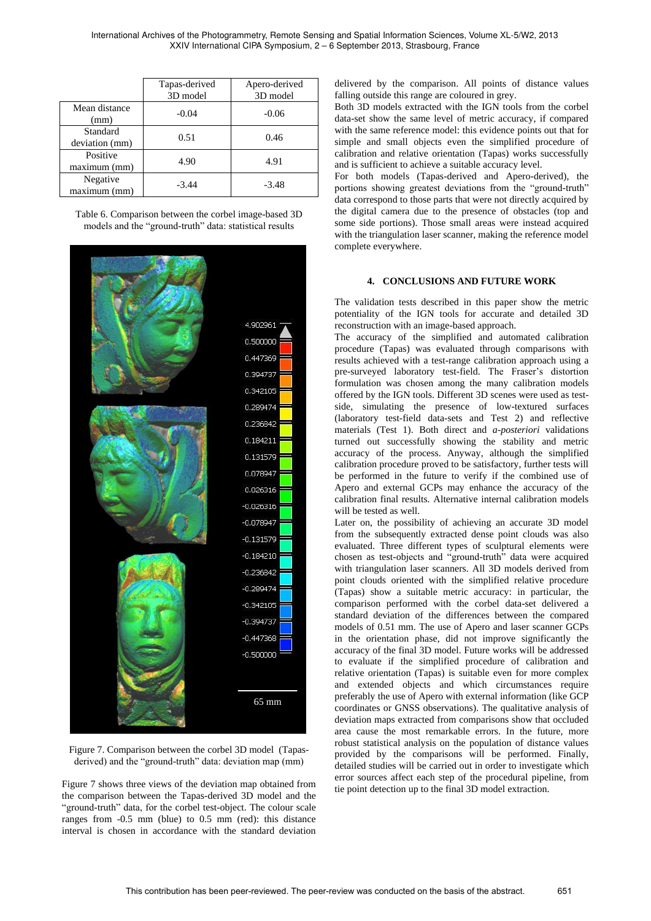| | Tapas-derived 3D model | Apero-derived 3D model |
|---|---|---|
| Mean distance (mm) | -0.04 | -0.06 |
| Standard deviation (mm) | 0.51 | 0.46 |
| Positive maximum (mm) | 4.90 | 4.91 |
| Negative maximum (mm) | -3.44 | -3.48 |

Table 6. Comparison between the corbel image-based 3D models and the "ground-truth" data: statistical results

Figure 7. Comparison between the corbel 3D model (Tapas-derived) and the "ground-truth" data: deviation map (mm)

Figure 7 shows three views of the deviation map obtained from the comparison between the Tapas-derived 3D model and the "ground-truth" data, for the corbel test-object. The colour scale ranges from -0.5 mm (blue) to 0.5 mm (red): this distance interval is chosen in accordance with the standard deviation delivered by the comparison. All points of distance values falling outside this range are coloured in grey.

Both 3D models extracted with the IGN tools from the corbel data-set show the same level of metric accuracy, if compared with the same reference model: this evidence points out that for simple and small objects even the simplified procedure of calibration and relative orientation (Tapas) works successfully and is sufficient to achieve a suitable accuracy level.

For both models (Tapas-derived and Apero-derived), the portions showing greatest deviations from the "ground-truth" data correspond to those parts that were not directly acquired by the digital camera due to the presence of obstacles (top and some side portions). Those small areas were instead acquired with the triangulation laser scanner, making the reference model complete everywhere.

## 4. CONCLUSIONS AND FUTURE WORK

The validation tests described in this paper show the metric potentiality of the IGN tools for accurate and detailed 3D reconstruction with an image-based approach.

The accuracy of the simplified and automated calibration procedure (Tapas) was evaluated through comparisons with results achieved with a test-range calibration approach using a pre-surveyed laboratory test-field. The Fraser's distortion formulation was chosen among the many calibration models offered by the IGN tools. Different 3D scenes were used as test-side, simulating the presence of low-textured surfaces (laboratory test-field data-sets and Test 2) and reflective materials (Test 1). Both direct and *a-posteriori* validations turned out successfully showing the stability and metric accuracy of the process. Anyway, although the simplified calibration procedure proved to be satisfactory, further tests will be performed in the future to verify if the combined use of Apero and external GCPs may enhance the accuracy of the calibration final results. Alternative internal calibration models will be tested as well.

Later on, the possibility of achieving an accurate 3D model from the subsequently extracted dense point clouds was also evaluated. Three different types of sculptural elements were chosen as test-objects and "ground-truth" data were acquired with triangulation laser scanners. All 3D models derived from point clouds oriented with the simplified relative procedure (Tapas) show a suitable metric accuracy: in particular, the comparison performed with the corbel data-set delivered a standard deviation of the differences between the compared models of 0.51 mm. The use of Apero and laser scanner GCPs in the orientation phase, did not improve significantly the accuracy of the final 3D model. Future works will be addressed to evaluate if the simplified procedure of calibration and relative orientation (Tapas) is suitable even for more complex and extended objects and which circumstances require preferably the use of Apero with external information (like GCP coordinates or GNSS observations). The qualitative analysis of deviation maps extracted from comparisons show that occluded area cause the most remarkable errors. In the future, more robust statistical analysis on the population of distance values provided by the comparisons will be performed. Finally, detailed studies will be carried out in order to investigate which error sources affect each step of the procedural pipeline, from tie point detection up to the final 3D model extraction.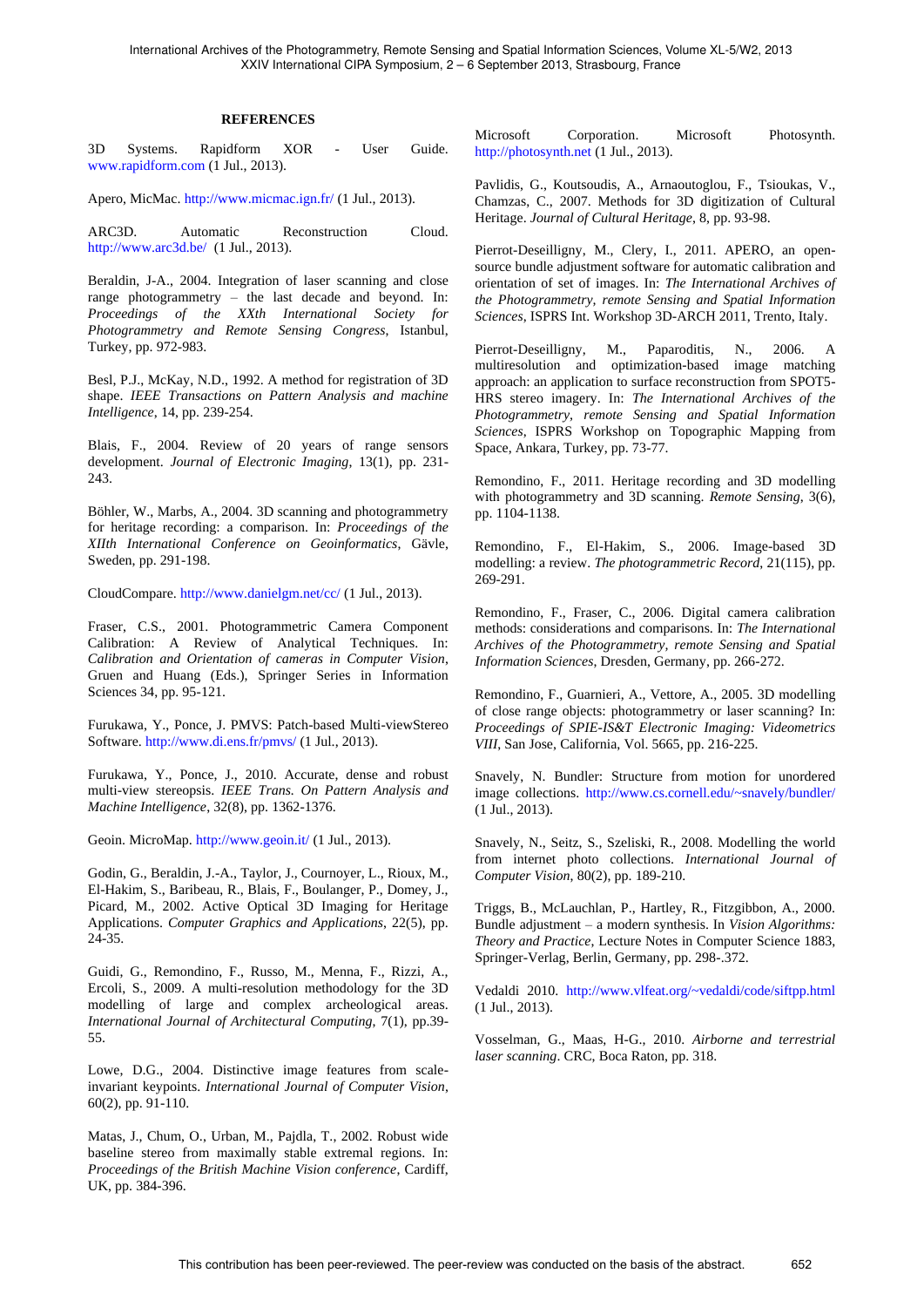## REFERENCES

3D Systems. Rapidform XOR - User Guide. www.rapidform.com (1 Jul., 2013).

Apero, MicMac. http://www.micmac.ign.fr/ (1 Jul., 2013).

ARC3D. Automatic Reconstruction Cloud. http://www.arc3d.be/ (1 Jul., 2013).

Beraldin, J-A., 2004. Integration of laser scanning and close range photogrammetry – the last decade and beyond. In: *Proceedings of the XXth International Society for Photogrammetry and Remote Sensing Congress*, Istanbul, Turkey, pp. 972-983.

Besl, P.J., McKay, N.D., 1992. A method for registration of 3D shape. *IEEE Transactions on Pattern Analysis and machine Intelligence*, 14, pp. 239-254.

Blais, F., 2004. Review of 20 years of range sensors development. *Journal of Electronic Imaging*, 13(1), pp. 231-243.

Böhler, W., Marbs, A., 2004. 3D scanning and photogrammetry for heritage recording: a comparison. In: *Proceedings of the XIIth International Conference on Geoinformatics*, Gävle, Sweden, pp. 291-198.

CloudCompare. http://www.danielgm.net/cc/ (1 Jul., 2013).

Fraser, C.S., 2001. Photogrammetric Camera Component Calibration: A Review of Analytical Techniques. In: *Calibration and Orientation of cameras in Computer Vision*, Gruen and Huang (Eds.), Springer Series in Information Sciences 34, pp. 95-121.

Furukawa, Y., Ponce, J. PMVS: Patch-based Multi-viewStereo Software. http://www.di.ens.fr/pmvs/ (1 Jul., 2013).

Furukawa, Y., Ponce, J., 2010. Accurate, dense and robust multi-view stereopsis. *IEEE Trans. On Pattern Analysis and Machine Intelligence*, 32(8), pp. 1362-1376.

Geoin. MicroMap. http://www.geoin.it/ (1 Jul., 2013).

Godin, G., Beraldin, J.-A., Taylor, J., Cournoyer, L., Rioux, M., El-Hakim, S., Baribeau, R., Blais, F., Boulanger, P., Domey, J., Picard, M., 2002. Active Optical 3D Imaging for Heritage Applications. *Computer Graphics and Applications*, 22(5), pp. 24-35.

Guidi, G., Remondino, F., Russo, M., Menna, F., Rizzi, A., Ercoli, S., 2009. A multi-resolution methodology for the 3D modelling of large and complex archeological areas. *International Journal of Architectural Computing*, 7(1), pp.39-55.

Lowe, D.G., 2004. Distinctive image features from scale-invariant keypoints. *International Journal of Computer Vision*, 60(2), pp. 91-110.

Matas, J., Chum, O., Urban, M., Pajdla, T., 2002. Robust wide baseline stereo from maximally stable extremal regions. In: *Proceedings of the British Machine Vision conference*, Cardiff, UK, pp. 384-396.

Microsoft Corporation. Microsoft Photosynth. http://photosynth.net (1 Jul., 2013).

Pavlidis, G., Koutsoudis, A., Arnaoutoglou, F., Tsioukas, V., Chamzas, C., 2007. Methods for 3D digitization of Cultural Heritage. *Journal of Cultural Heritage*, 8, pp. 93-98.

Pierrot-Deseilligny, M., Clery, I., 2011. APERO, an open-source bundle adjustment software for automatic calibration and orientation of set of images. In: *The International Archives of the Photogrammetry, remote Sensing and Spatial Information Sciences*, ISPRS Int. Workshop 3D-ARCH 2011, Trento, Italy.

Pierrot-Deseilligny, M., Paparoditis, N., 2006. A multiresolution and optimization-based image matching approach: an application to surface reconstruction from SPOT5-HRS stereo imagery. In: *The International Archives of the Photogrammetry, remote Sensing and Spatial Information Sciences*, ISPRS Workshop on Topographic Mapping from Space, Ankara, Turkey, pp. 73-77.

Remondino, F., 2011. Heritage recording and 3D modelling with photogrammetry and 3D scanning. *Remote Sensing*, 3(6), pp. 1104-1138.

Remondino, F., El-Hakim, S., 2006. Image-based 3D modelling: a review. *The photogrammetric Record*, 21(115), pp. 269-291.

Remondino, F., Fraser, C., 2006. Digital camera calibration methods: considerations and comparisons. In: *The International Archives of the Photogrammetry, remote Sensing and Spatial Information Sciences*, Dresden, Germany, pp. 266-272.

Remondino, F., Guarnieri, A., Vettore, A., 2005. 3D modelling of close range objects: photogrammetry or laser scanning? In: *Proceedings of SPIE-IS&T Electronic Imaging: Videometrics VIII*, San Jose, California, Vol. 5665, pp. 216-225.

Snavely, N. Bundler: Structure from motion for unordered image collections. http://www.cs.cornell.edu/~snavely/bundler/ (1 Jul., 2013).

Snavely, N., Seitz, S., Szeliski, R., 2008. Modelling the world from internet photo collections. *International Journal of Computer Vision*, 80(2), pp. 189-210.

Triggs, B., McLauchlan, P., Hartley, R., Fitzgibbon, A., 2000. Bundle adjustment – a modern synthesis. In *Vision Algorithms: Theory and Practice*, Lecture Notes in Computer Science 1883, Springer-Verlag, Berlin, Germany, pp. 298-.372.

Vedaldi 2010. http://www.vlfeat.org/~vedaldi/code/siftpp.html (1 Jul., 2013).

Vosselman, G., Maas, H-G., 2010. *Airborne and terrestrial laser scanning*. CRC, Boca Raton, pp. 318.

This contribution has been peer-reviewed. The peer-review was conducted on the basis of the abstract.